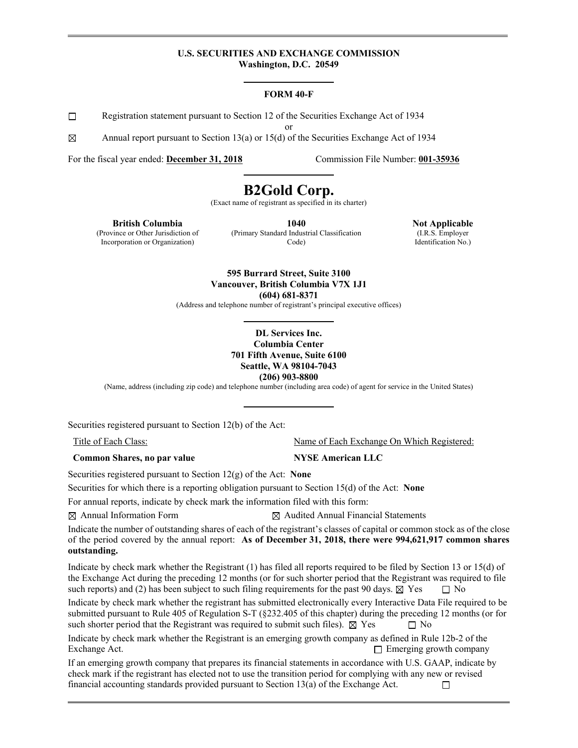**U.S. SECURITIES AND EXCHANGE COMMISSION**
**Washington, D.C. 20549**

---

**FORM 40-F**

☐ Registration statement pursuant to Section 12 of the Securities Exchange Act of 1934

or

☒ Annual report pursuant to Section 13(a) or 15(d) of the Securities Exchange Act of 1934

For the fiscal year ended: **December 31, 2018** Commission File Number: **001-35936**

---

# B2Gold Corp.

(Exact name of registrant as specified in its charter)

| **British Columbia** | **1040** | **Not Applicable** |
|---|---|---|
| (Province or Other Jurisdiction of Incorporation or Organization) | (Primary Standard Industrial Classification Code) | (I.R.S. Employer Identification No.) |

**595 Burrard Street, Suite 3100**
**Vancouver, British Columbia V7X 1J1**
**(604) 681-8371**
(Address and telephone number of registrant's principal executive offices)

---

**DL Services Inc.**
**Columbia Center**
**701 Fifth Avenue, Suite 6100**
**Seattle, WA 98104-7043**
**(206) 903-8800**
(Name, address (including zip code) and telephone number (including area code) of agent for service in the United States)

---

Securities registered pursuant to Section 12(b) of the Act:

| Title of Each Class: | Name of Each Exchange On Which Registered: |
|---|---|
| **Common Shares, no par value** | **NYSE American LLC** |

Securities registered pursuant to Section 12(g) of the Act: **None**

Securities for which there is a reporting obligation pursuant to Section 15(d) of the Act: **None**

For annual reports, indicate by check mark the information filed with this form:

☒ Annual Information Form ☒ Audited Annual Financial Statements

Indicate the number of outstanding shares of each of the registrant's classes of capital or common stock as of the close of the period covered by the annual report: **As of December 31, 2018, there were 994,621,917 common shares outstanding.**

Indicate by check mark whether the Registrant (1) has filed all reports required to be filed by Section 13 or 15(d) of the Exchange Act during the preceding 12 months (or for such shorter period that the Registrant was required to file such reports) and (2) has been subject to such filing requirements for the past 90 days. ☒ Yes ☐ No

Indicate by check mark whether the registrant has submitted electronically every Interactive Data File required to be submitted pursuant to Rule 405 of Regulation S-T (§232.405 of this chapter) during the preceding 12 months (or for such shorter period that the Registrant was required to submit such files). ☒ Yes ☐ No

Indicate by check mark whether the Registrant is an emerging growth company as defined in Rule 12b-2 of the Exchange Act. ☐ Emerging growth company

If an emerging growth company that prepares its financial statements in accordance with U.S. GAAP, indicate by check mark if the registrant has elected not to use the transition period for complying with any new or revised financial accounting standards provided pursuant to Section 13(a) of the Exchange Act. ☐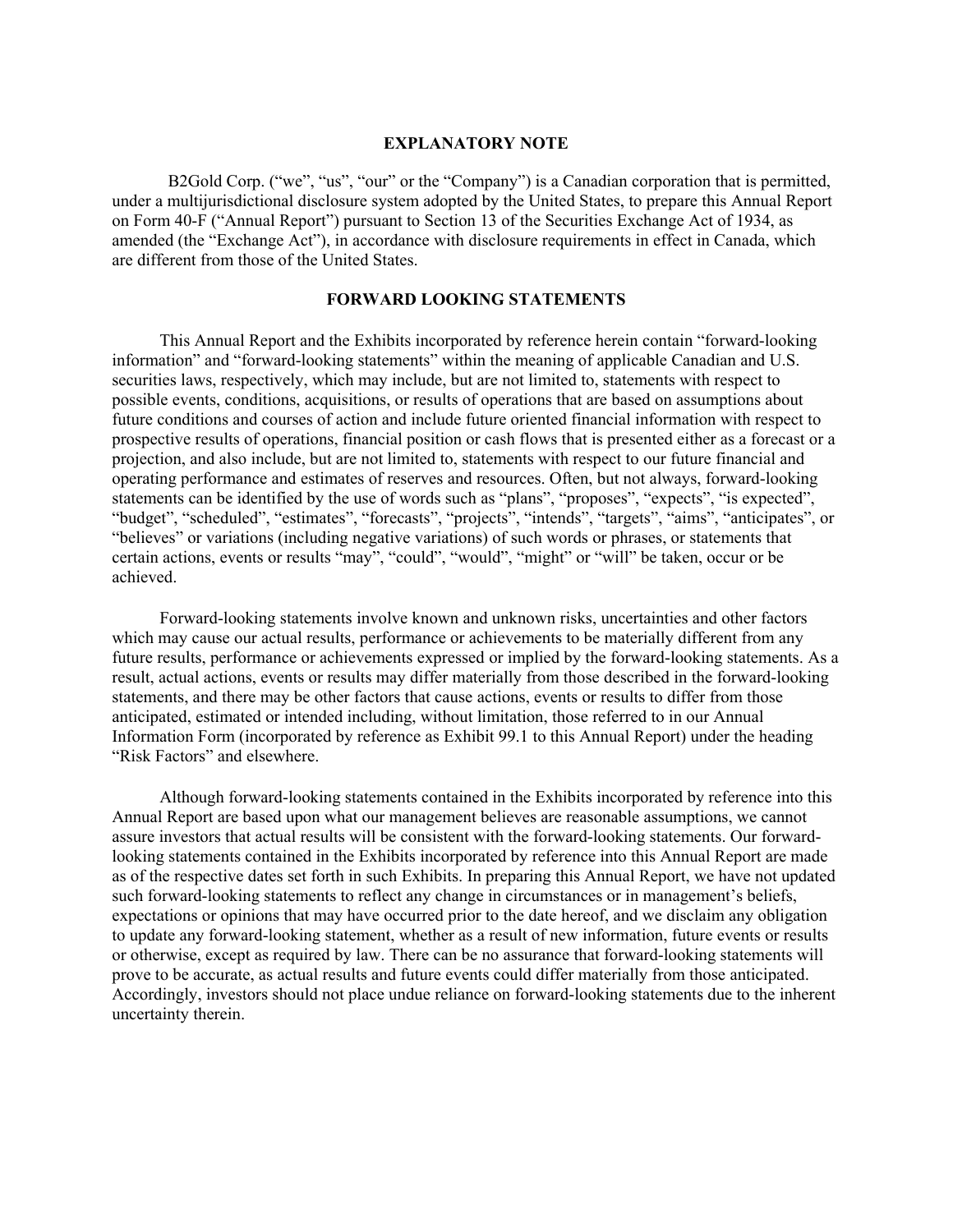## EXPLANATORY NOTE

B2Gold Corp. ("we", "us", "our" or the "Company") is a Canadian corporation that is permitted, under a multijurisdictional disclosure system adopted by the United States, to prepare this Annual Report on Form 40-F ("Annual Report") pursuant to Section 13 of the Securities Exchange Act of 1934, as amended (the "Exchange Act"), in accordance with disclosure requirements in effect in Canada, which are different from those of the United States.

## FORWARD LOOKING STATEMENTS

This Annual Report and the Exhibits incorporated by reference herein contain "forward-looking information" and "forward-looking statements" within the meaning of applicable Canadian and U.S. securities laws, respectively, which may include, but are not limited to, statements with respect to possible events, conditions, acquisitions, or results of operations that are based on assumptions about future conditions and courses of action and include future oriented financial information with respect to prospective results of operations, financial position or cash flows that is presented either as a forecast or a projection, and also include, but are not limited to, statements with respect to our future financial and operating performance and estimates of reserves and resources. Often, but not always, forward-looking statements can be identified by the use of words such as "plans", "proposes", "expects", "is expected", "budget", "scheduled", "estimates", "forecasts", "projects", "intends", "targets", "aims", "anticipates", or "believes" or variations (including negative variations) of such words or phrases, or statements that certain actions, events or results "may", "could", "would", "might" or "will" be taken, occur or be achieved.

Forward-looking statements involve known and unknown risks, uncertainties and other factors which may cause our actual results, performance or achievements to be materially different from any future results, performance or achievements expressed or implied by the forward-looking statements. As a result, actual actions, events or results may differ materially from those described in the forward-looking statements, and there may be other factors that cause actions, events or results to differ from those anticipated, estimated or intended including, without limitation, those referred to in our Annual Information Form (incorporated by reference as Exhibit 99.1 to this Annual Report) under the heading "Risk Factors" and elsewhere.

Although forward-looking statements contained in the Exhibits incorporated by reference into this Annual Report are based upon what our management believes are reasonable assumptions, we cannot assure investors that actual results will be consistent with the forward-looking statements. Our forward-looking statements contained in the Exhibits incorporated by reference into this Annual Report are made as of the respective dates set forth in such Exhibits. In preparing this Annual Report, we have not updated such forward-looking statements to reflect any change in circumstances or in management's beliefs, expectations or opinions that may have occurred prior to the date hereof, and we disclaim any obligation to update any forward-looking statement, whether as a result of new information, future events or results or otherwise, except as required by law. There can be no assurance that forward-looking statements will prove to be accurate, as actual results and future events could differ materially from those anticipated. Accordingly, investors should not place undue reliance on forward-looking statements due to the inherent uncertainty therein.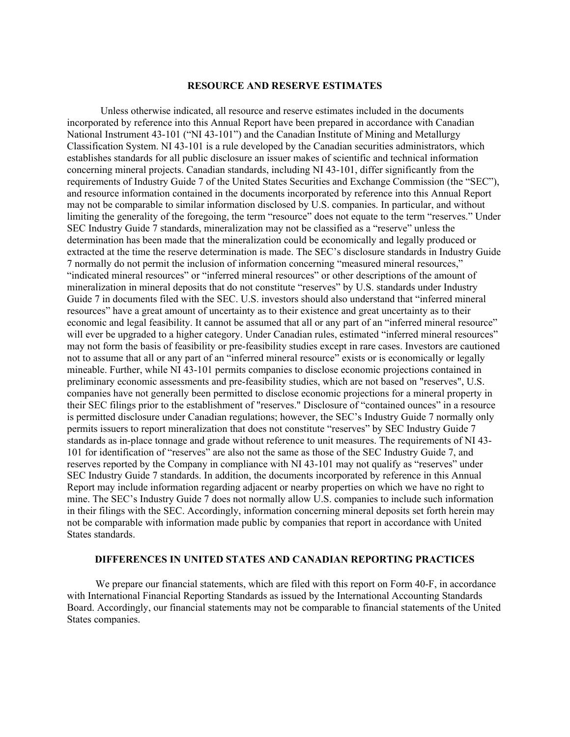## RESOURCE AND RESERVE ESTIMATES

Unless otherwise indicated, all resource and reserve estimates included in the documents incorporated by reference into this Annual Report have been prepared in accordance with Canadian National Instrument 43-101 (“NI 43-101”) and the Canadian Institute of Mining and Metallurgy Classification System. NI 43-101 is a rule developed by the Canadian securities administrators, which establishes standards for all public disclosure an issuer makes of scientific and technical information concerning mineral projects. Canadian standards, including NI 43-101, differ significantly from the requirements of Industry Guide 7 of the United States Securities and Exchange Commission (the “SEC”), and resource information contained in the documents incorporated by reference into this Annual Report may not be comparable to similar information disclosed by U.S. companies. In particular, and without limiting the generality of the foregoing, the term “resource” does not equate to the term “reserves.” Under SEC Industry Guide 7 standards, mineralization may not be classified as a “reserve” unless the determination has been made that the mineralization could be economically and legally produced or extracted at the time the reserve determination is made. The SEC’s disclosure standards in Industry Guide 7 normally do not permit the inclusion of information concerning “measured mineral resources,” “indicated mineral resources” or “inferred mineral resources” or other descriptions of the amount of mineralization in mineral deposits that do not constitute “reserves” by U.S. standards under Industry Guide 7 in documents filed with the SEC. U.S. investors should also understand that “inferred mineral resources” have a great amount of uncertainty as to their existence and great uncertainty as to their economic and legal feasibility. It cannot be assumed that all or any part of an “inferred mineral resource” will ever be upgraded to a higher category. Under Canadian rules, estimated “inferred mineral resources” may not form the basis of feasibility or pre-feasibility studies except in rare cases. Investors are cautioned not to assume that all or any part of an “inferred mineral resource” exists or is economically or legally mineable. Further, while NI 43-101 permits companies to disclose economic projections contained in preliminary economic assessments and pre-feasibility studies, which are not based on "reserves", U.S. companies have not generally been permitted to disclose economic projections for a mineral property in their SEC filings prior to the establishment of "reserves." Disclosure of “contained ounces” in a resource is permitted disclosure under Canadian regulations; however, the SEC’s Industry Guide 7 normally only permits issuers to report mineralization that does not constitute “reserves” by SEC Industry Guide 7 standards as in-place tonnage and grade without reference to unit measures. The requirements of NI 43-101 for identification of “reserves” are also not the same as those of the SEC Industry Guide 7, and reserves reported by the Company in compliance with NI 43-101 may not qualify as “reserves” under SEC Industry Guide 7 standards. In addition, the documents incorporated by reference in this Annual Report may include information regarding adjacent or nearby properties on which we have no right to mine. The SEC’s Industry Guide 7 does not normally allow U.S. companies to include such information in their filings with the SEC. Accordingly, information concerning mineral deposits set forth herein may not be comparable with information made public by companies that report in accordance with United States standards.

## DIFFERENCES IN UNITED STATES AND CANADIAN REPORTING PRACTICES

We prepare our financial statements, which are filed with this report on Form 40-F, in accordance with International Financial Reporting Standards as issued by the International Accounting Standards Board. Accordingly, our financial statements may not be comparable to financial statements of the United States companies.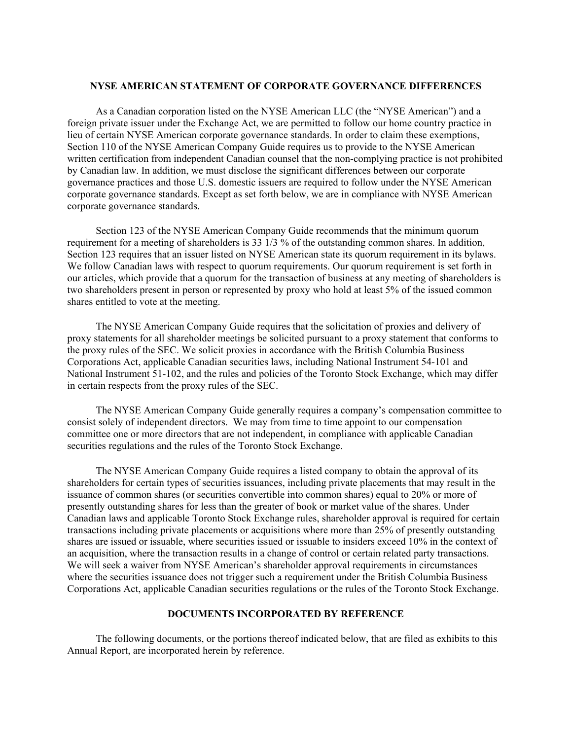## NYSE AMERICAN STATEMENT OF CORPORATE GOVERNANCE DIFFERENCES

As a Canadian corporation listed on the NYSE American LLC (the "NYSE American") and a foreign private issuer under the Exchange Act, we are permitted to follow our home country practice in lieu of certain NYSE American corporate governance standards. In order to claim these exemptions, Section 110 of the NYSE American Company Guide requires us to provide to the NYSE American written certification from independent Canadian counsel that the non-complying practice is not prohibited by Canadian law. In addition, we must disclose the significant differences between our corporate governance practices and those U.S. domestic issuers are required to follow under the NYSE American corporate governance standards. Except as set forth below, we are in compliance with NYSE American corporate governance standards.

Section 123 of the NYSE American Company Guide recommends that the minimum quorum requirement for a meeting of shareholders is 33 1/3 % of the outstanding common shares. In addition, Section 123 requires that an issuer listed on NYSE American state its quorum requirement in its bylaws. We follow Canadian laws with respect to quorum requirements. Our quorum requirement is set forth in our articles, which provide that a quorum for the transaction of business at any meeting of shareholders is two shareholders present in person or represented by proxy who hold at least 5% of the issued common shares entitled to vote at the meeting.

The NYSE American Company Guide requires that the solicitation of proxies and delivery of proxy statements for all shareholder meetings be solicited pursuant to a proxy statement that conforms to the proxy rules of the SEC. We solicit proxies in accordance with the British Columbia Business Corporations Act, applicable Canadian securities laws, including National Instrument 54-101 and National Instrument 51-102, and the rules and policies of the Toronto Stock Exchange, which may differ in certain respects from the proxy rules of the SEC.

The NYSE American Company Guide generally requires a company's compensation committee to consist solely of independent directors. We may from time to time appoint to our compensation committee one or more directors that are not independent, in compliance with applicable Canadian securities regulations and the rules of the Toronto Stock Exchange.

The NYSE American Company Guide requires a listed company to obtain the approval of its shareholders for certain types of securities issuances, including private placements that may result in the issuance of common shares (or securities convertible into common shares) equal to 20% or more of presently outstanding shares for less than the greater of book or market value of the shares. Under Canadian laws and applicable Toronto Stock Exchange rules, shareholder approval is required for certain transactions including private placements or acquisitions where more than 25% of presently outstanding shares are issued or issuable, where securities issued or issuable to insiders exceed 10% in the context of an acquisition, where the transaction results in a change of control or certain related party transactions. We will seek a waiver from NYSE American's shareholder approval requirements in circumstances where the securities issuance does not trigger such a requirement under the British Columbia Business Corporations Act, applicable Canadian securities regulations or the rules of the Toronto Stock Exchange.

## DOCUMENTS INCORPORATED BY REFERENCE

The following documents, or the portions thereof indicated below, that are filed as exhibits to this Annual Report, are incorporated herein by reference.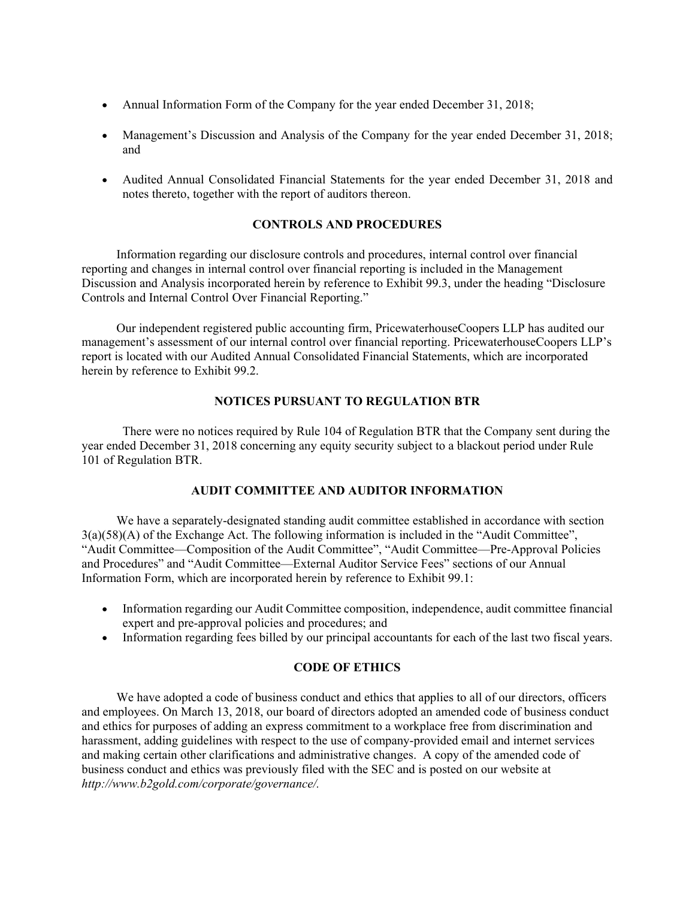- Annual Information Form of the Company for the year ended December 31, 2018;
- Management's Discussion and Analysis of the Company for the year ended December 31, 2018; and
- Audited Annual Consolidated Financial Statements for the year ended December 31, 2018 and notes thereto, together with the report of auditors thereon.

## CONTROLS AND PROCEDURES

Information regarding our disclosure controls and procedures, internal control over financial reporting and changes in internal control over financial reporting is included in the Management Discussion and Analysis incorporated herein by reference to Exhibit 99.3, under the heading "Disclosure Controls and Internal Control Over Financial Reporting."

Our independent registered public accounting firm, PricewaterhouseCoopers LLP has audited our management's assessment of our internal control over financial reporting. PricewaterhouseCoopers LLP's report is located with our Audited Annual Consolidated Financial Statements, which are incorporated herein by reference to Exhibit 99.2.

## NOTICES PURSUANT TO REGULATION BTR

There were no notices required by Rule 104 of Regulation BTR that the Company sent during the year ended December 31, 2018 concerning any equity security subject to a blackout period under Rule 101 of Regulation BTR.

## AUDIT COMMITTEE AND AUDITOR INFORMATION

We have a separately-designated standing audit committee established in accordance with section 3(a)(58)(A) of the Exchange Act. The following information is included in the "Audit Committee", "Audit Committee—Composition of the Audit Committee", "Audit Committee—Pre-Approval Policies and Procedures" and "Audit Committee—External Auditor Service Fees" sections of our Annual Information Form, which are incorporated herein by reference to Exhibit 99.1:

- Information regarding our Audit Committee composition, independence, audit committee financial expert and pre-approval policies and procedures; and
- Information regarding fees billed by our principal accountants for each of the last two fiscal years.

## CODE OF ETHICS

We have adopted a code of business conduct and ethics that applies to all of our directors, officers and employees. On March 13, 2018, our board of directors adopted an amended code of business conduct and ethics for purposes of adding an express commitment to a workplace free from discrimination and harassment, adding guidelines with respect to the use of company-provided email and internet services and making certain other clarifications and administrative changes. A copy of the amended code of business conduct and ethics was previously filed with the SEC and is posted on our website at *http://www.b2gold.com/corporate/governance/.*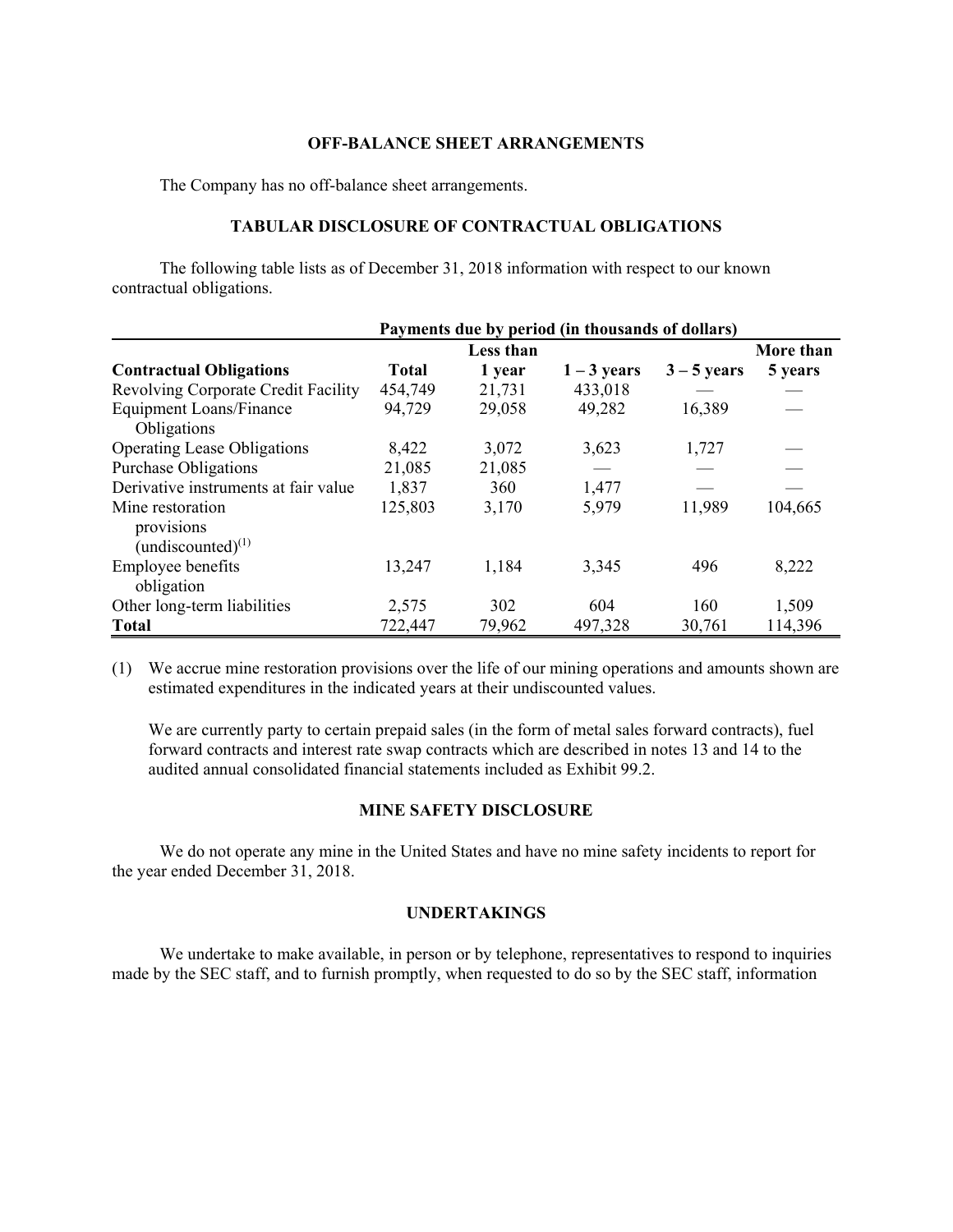## OFF-BALANCE SHEET ARRANGEMENTS

The Company has no off-balance sheet arrangements.

## TABULAR DISCLOSURE OF CONTRACTUAL OBLIGATIONS

The following table lists as of December 31, 2018 information with respect to our known contractual obligations.

| | Payments due by period (in thousands of dollars) | | | | |
|---|---|---|---|---|---|
| **Contractual Obligations** | **Total** | **Less than 1 year** | **1 – 3 years** | **3 – 5 years** | **More than 5 years** |
| Revolving Corporate Credit Facility | 454,749 | 21,731 | 433,018 | — | — |
| Equipment Loans/Finance Obligations | 94,729 | 29,058 | 49,282 | 16,389 | — |
| Operating Lease Obligations | 8,422 | 3,072 | 3,623 | 1,727 | — |
| Purchase Obligations | 21,085 | 21,085 | — | — | — |
| Derivative instruments at fair value | 1,837 | 360 | 1,477 | — | — |
| Mine restoration provisions (undiscounted)[1] | 125,803 | 3,170 | 5,979 | 11,989 | 104,665 |
| Employee benefits obligation | 13,247 | 1,184 | 3,345 | 496 | 8,222 |
| Other long-term liabilities | 2,575 | 302 | 604 | 160 | 1,509 |
| **Total** | 722,447 | 79,962 | 497,328 | 30,761 | 114,396 |

(1) We accrue mine restoration provisions over the life of our mining operations and amounts shown are estimated expenditures in the indicated years at their undiscounted values.

We are currently party to certain prepaid sales (in the form of metal sales forward contracts), fuel forward contracts and interest rate swap contracts which are described in notes 13 and 14 to the audited annual consolidated financial statements included as Exhibit 99.2.

## MINE SAFETY DISCLOSURE

We do not operate any mine in the United States and have no mine safety incidents to report for the year ended December 31, 2018.

## UNDERTAKINGS

We undertake to make available, in person or by telephone, representatives to respond to inquiries made by the SEC staff, and to furnish promptly, when requested to do so by the SEC staff, information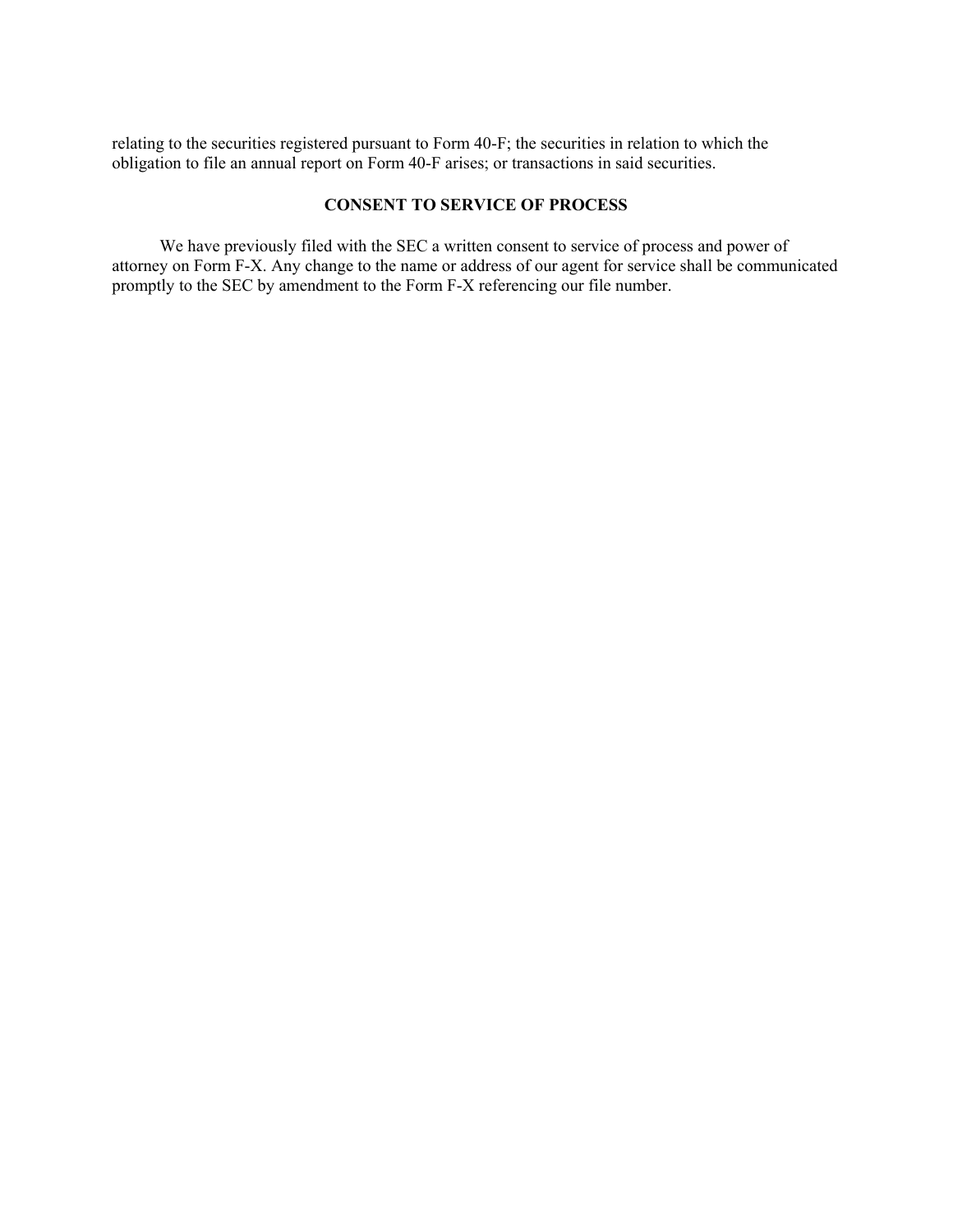relating to the securities registered pursuant to Form 40-F; the securities in relation to which the obligation to file an annual report on Form 40-F arises; or transactions in said securities.

## CONSENT TO SERVICE OF PROCESS

We have previously filed with the SEC a written consent to service of process and power of attorney on Form F-X. Any change to the name or address of our agent for service shall be communicated promptly to the SEC by amendment to the Form F-X referencing our file number.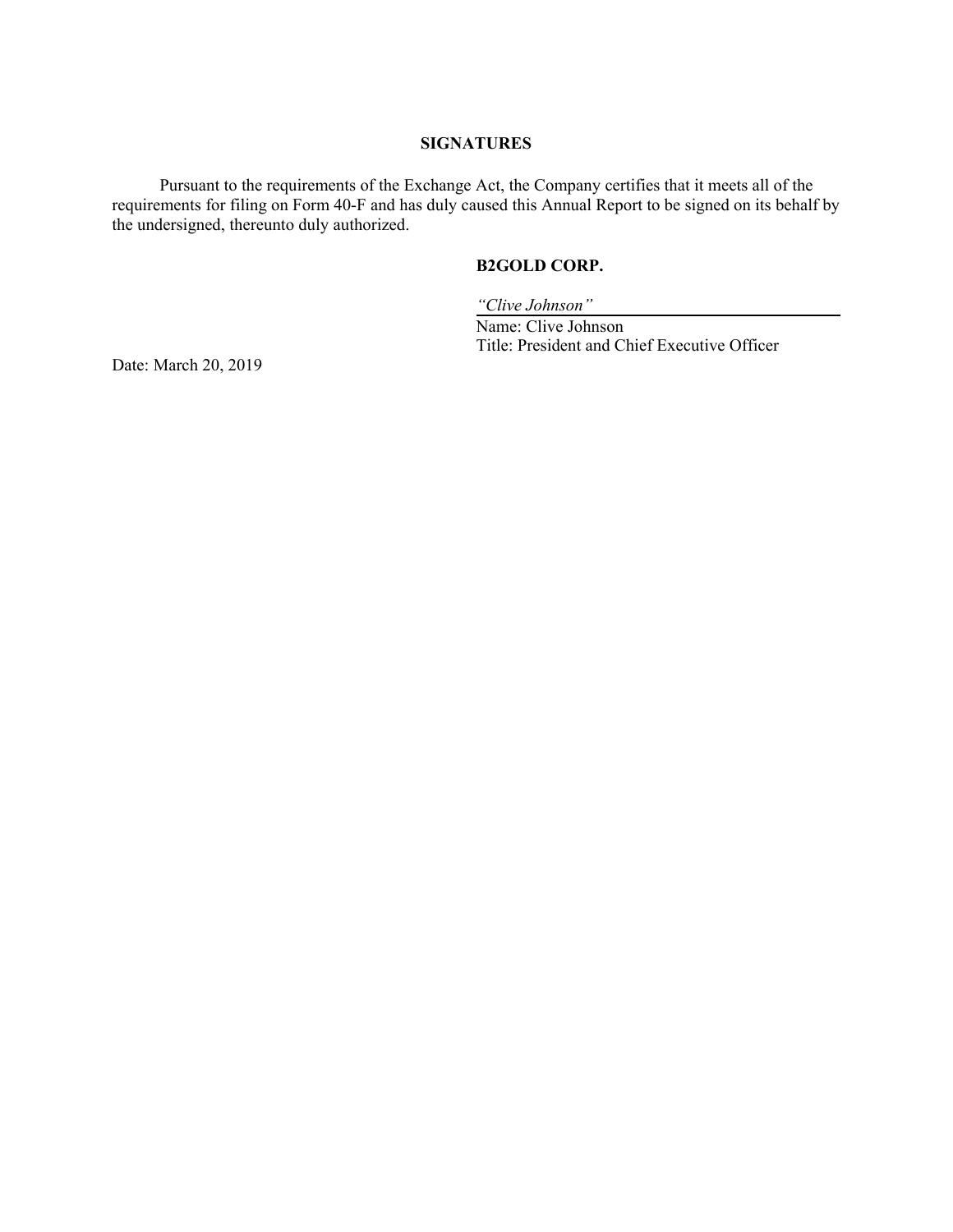## SIGNATURES

Pursuant to the requirements of the Exchange Act, the Company certifies that it meets all of the requirements for filing on Form 40-F and has duly caused this Annual Report to be signed on its behalf by the undersigned, thereunto duly authorized.

**B2GOLD CORP.**

*"Clive Johnson"*

Name: Clive Johnson
Title: President and Chief Executive Officer

Date: March 20, 2019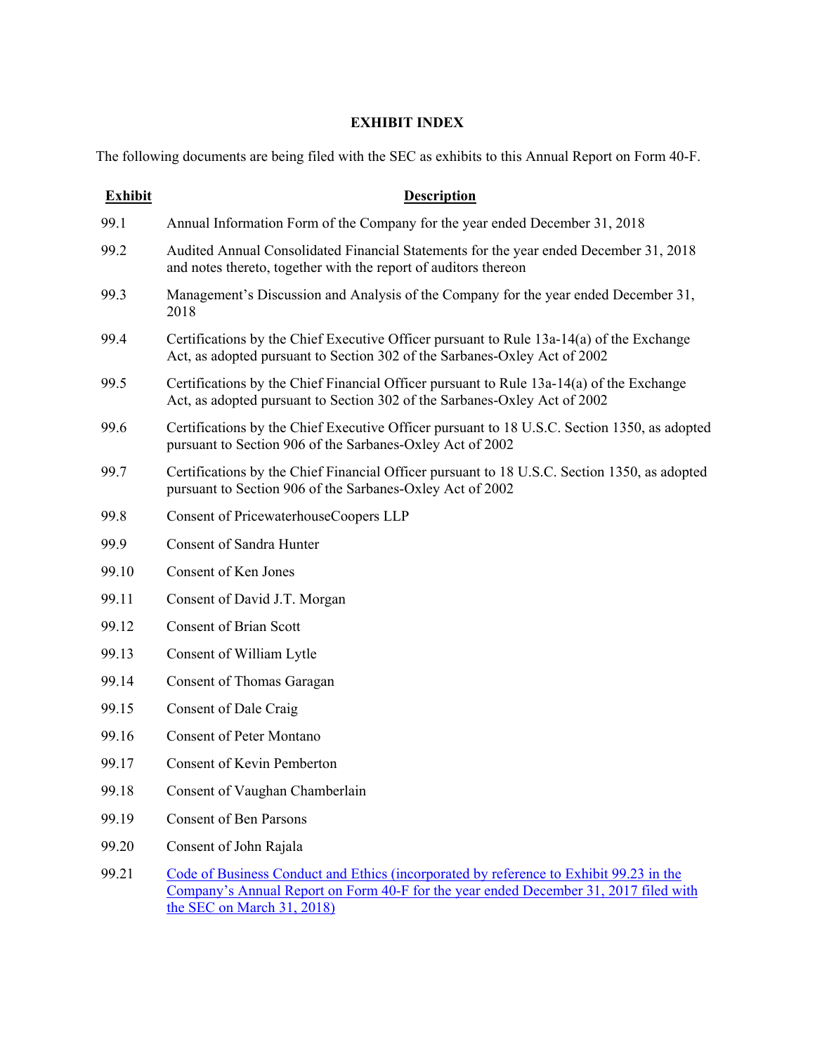## EXHIBIT INDEX

The following documents are being filed with the SEC as exhibits to this Annual Report on Form 40-F.

| Exhibit | Description |
|---|---|
| 99.1 | Annual Information Form of the Company for the year ended December 31, 2018 |
| 99.2 | Audited Annual Consolidated Financial Statements for the year ended December 31, 2018 and notes thereto, together with the report of auditors thereon |
| 99.3 | Management's Discussion and Analysis of the Company for the year ended December 31, 2018 |
| 99.4 | Certifications by the Chief Executive Officer pursuant to Rule 13a-14(a) of the Exchange Act, as adopted pursuant to Section 302 of the Sarbanes-Oxley Act of 2002 |
| 99.5 | Certifications by the Chief Financial Officer pursuant to Rule 13a-14(a) of the Exchange Act, as adopted pursuant to Section 302 of the Sarbanes-Oxley Act of 2002 |
| 99.6 | Certifications by the Chief Executive Officer pursuant to 18 U.S.C. Section 1350, as adopted pursuant to Section 906 of the Sarbanes-Oxley Act of 2002 |
| 99.7 | Certifications by the Chief Financial Officer pursuant to 18 U.S.C. Section 1350, as adopted pursuant to Section 906 of the Sarbanes-Oxley Act of 2002 |
| 99.8 | Consent of PricewaterhouseCoopers LLP |
| 99.9 | Consent of Sandra Hunter |
| 99.10 | Consent of Ken Jones |
| 99.11 | Consent of David J.T. Morgan |
| 99.12 | Consent of Brian Scott |
| 99.13 | Consent of William Lytle |
| 99.14 | Consent of Thomas Garagan |
| 99.15 | Consent of Dale Craig |
| 99.16 | Consent of Peter Montano |
| 99.17 | Consent of Kevin Pemberton |
| 99.18 | Consent of Vaughan Chamberlain |
| 99.19 | Consent of Ben Parsons |
| 99.20 | Consent of John Rajala |
| 99.21 | Code of Business Conduct and Ethics (incorporated by reference to Exhibit 99.23 in the Company's Annual Report on Form 40-F for the year ended December 31, 2017 filed with the SEC on March 31, 2018) |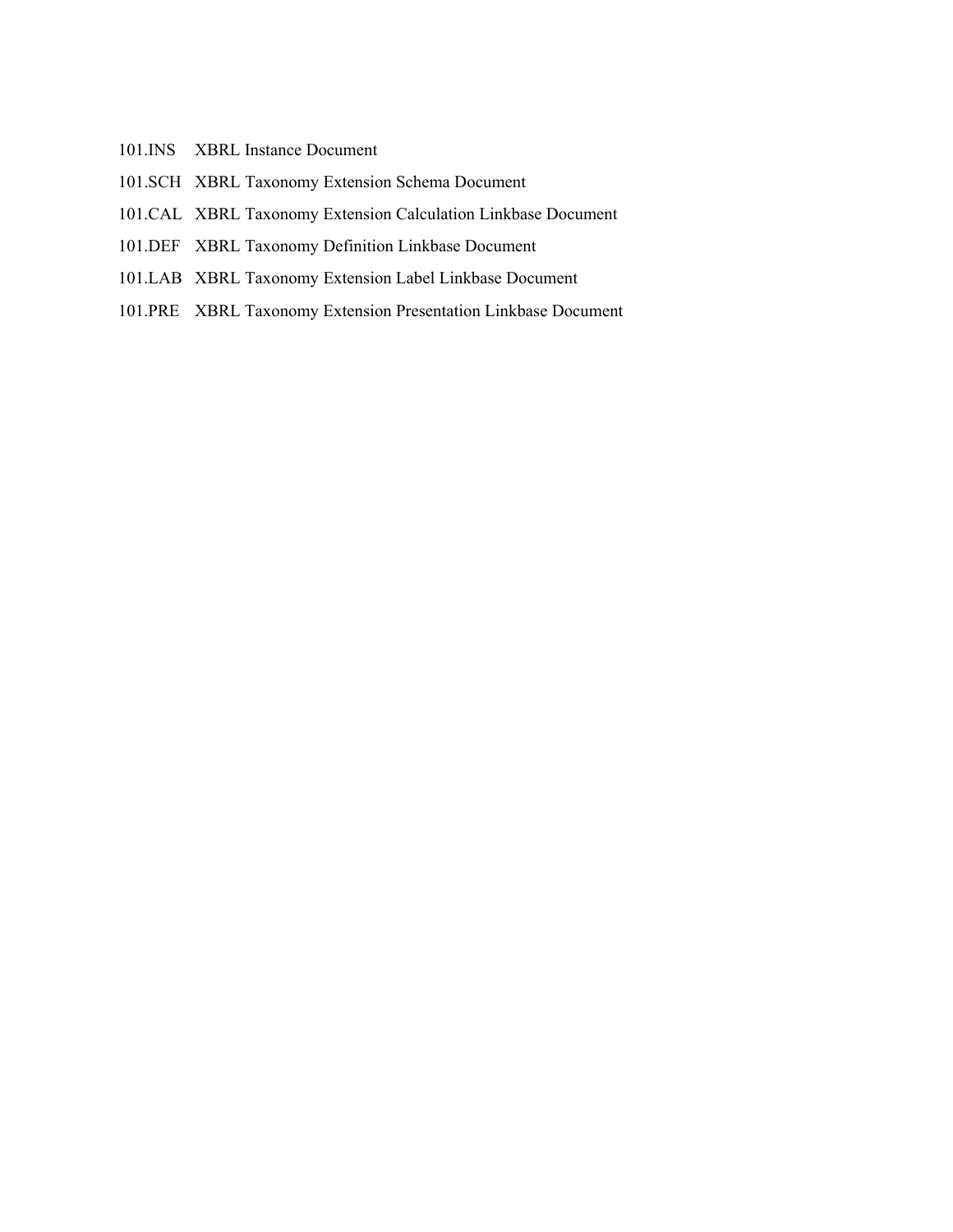| | |
| --- | --- |
| 101.INS | XBRL Instance Document |
| 101.SCH | XBRL Taxonomy Extension Schema Document |
| 101.CAL | XBRL Taxonomy Extension Calculation Linkbase Document |
| 101.DEF | XBRL Taxonomy Definition Linkbase Document |
| 101.LAB | XBRL Taxonomy Extension Label Linkbase Document |
| 101.PRE | XBRL Taxonomy Extension Presentation Linkbase Document |